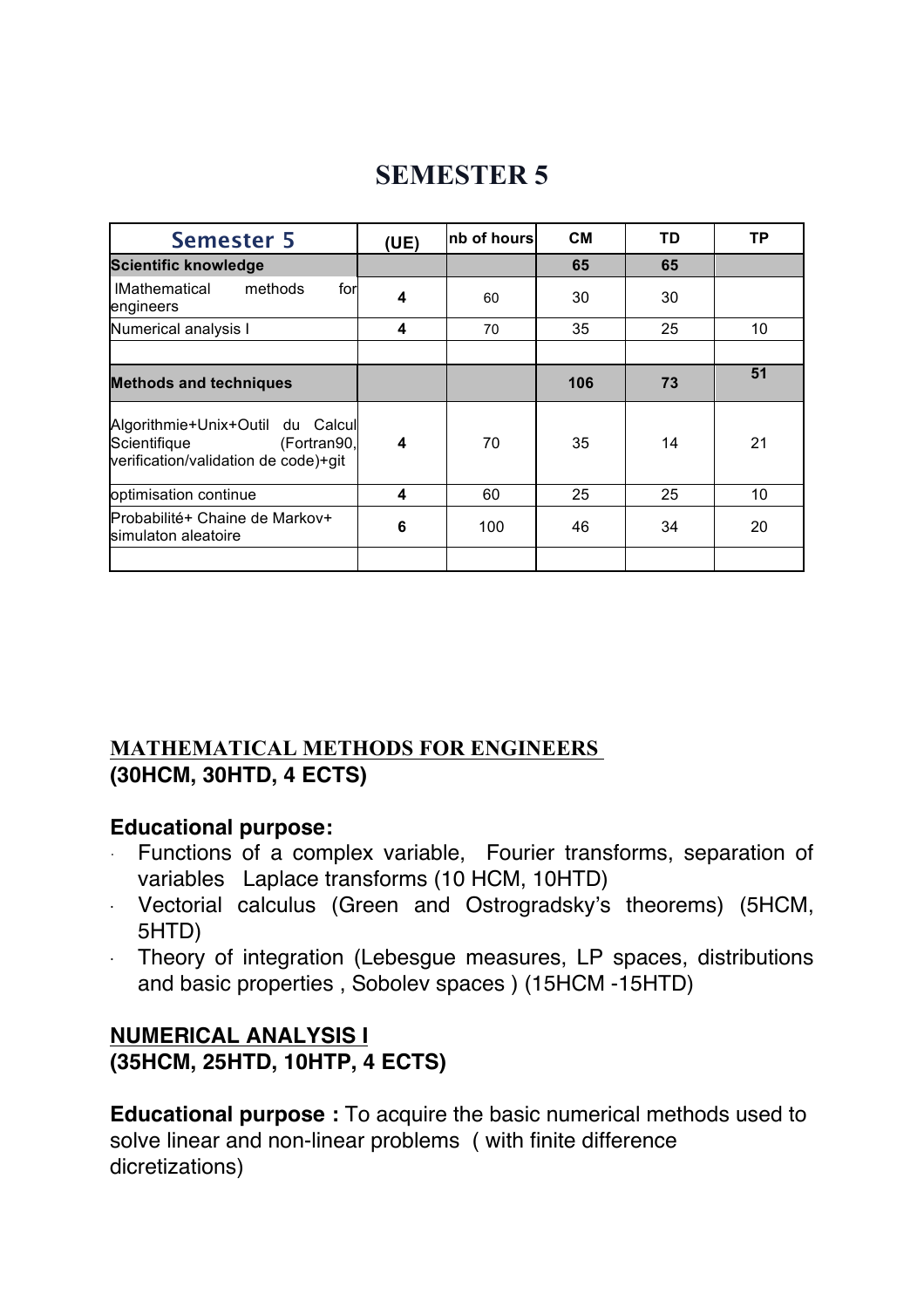# SEMESTER 5

| Semester 5 | (UE) | nb of hours | CM | TD | TP |
|---|---|---|---|---|---|
| **Scientific knowledge** | | | **65** | **65** | |
| IMathematical methods for engineers | **4** | 60 | 30 | 30 | |
| Numerical analysis I | **4** | 70 | 35 | 25 | 10 |
| | | | | | |
| **Methods and techniques** | | | **106** | **73** | **51** |
| Algorithmie+Unix+Outil du Calcul Scientifique (Fortran90, verification/validation de code)+git | **4** | 70 | 35 | 14 | 21 |
| optimisation continue | **4** | 60 | 25 | 25 | 10 |
| Probabilité+ Chaine de Markov+ simulaton aleatoire | **6** | 100 | 46 | 34 | 20 |
| | | | | | |

## MATHEMATICAL METHODS FOR ENGINEERS
**(30HCM, 30HTD, 4 ECTS)**

### Educational purpose:

- Functions of a complex variable, Fourier transforms, separation of variables Laplace transforms (10 HCM, 10HTD)
- Vectorial calculus (Green and Ostrogradsky's theorems) (5HCM, 5HTD)
- Theory of integration (Lebesgue measures, LP spaces, distributions and basic properties , Sobolev spaces ) (15HCM -15HTD)

## NUMERICAL ANALYSIS I
**(35HCM, 25HTD, 10HTP, 4 ECTS)**

**Educational purpose :** To acquire the basic numerical methods used to solve linear and non-linear problems ( with finite difference dicretizations)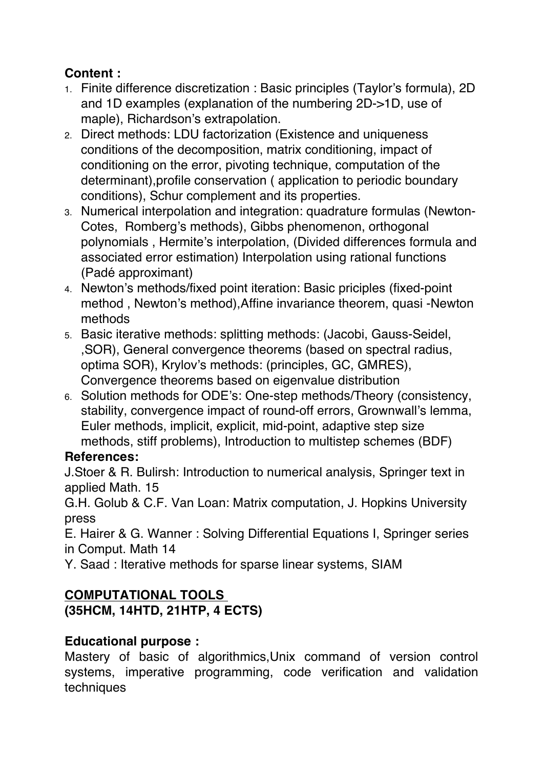**Content :**

1. Finite difference discretization : Basic principles (Taylor's formula), 2D and 1D examples (explanation of the numbering 2D->1D, use of maple), Richardson's extrapolation.
2. Direct methods: LDU factorization (Existence and uniqueness conditions of the decomposition, matrix conditioning, impact of conditioning on the error, pivoting technique, computation of the determinant),profile conservation ( application to periodic boundary conditions), Schur complement and its properties.
3. Numerical interpolation and integration: quadrature formulas (Newton-Cotes, Romberg's methods), Gibbs phenomenon, orthogonal polynomials , Hermite's interpolation, (Divided differences formula and associated error estimation) Interpolation using rational functions (Padé approximant)
4. Newton's methods/fixed point iteration: Basic priciples (fixed-point method , Newton's method),Affine invariance theorem, quasi -Newton methods
5. Basic iterative methods: splitting methods: (Jacobi, Gauss-Seidel, ,SOR), General convergence theorems (based on spectral radius, optima SOR), Krylov's methods: (principles, GC, GMRES), Convergence theorems based on eigenvalue distribution
6. Solution methods for ODE's: One-step methods/Theory (consistency, stability, convergence impact of round-off errors, Grownwall's lemma, Euler methods, implicit, explicit, mid-point, adaptive step size methods, stiff problems), Introduction to multistep schemes (BDF)

**References:**

J.Stoer & R. Bulirsh: Introduction to numerical analysis, Springer text in applied Math. 15

G.H. Golub & C.F. Van Loan: Matrix computation, J. Hopkins University press

E. Hairer & G. Wanner : Solving Differential Equations I, Springer series in Comput. Math 14

Y. Saad : Iterative methods for sparse linear systems, SIAM

## COMPUTATIONAL TOOLS
**(35HCM, 14HTD, 21HTP, 4 ECTS)**

**Educational purpose :**

Mastery of basic of algorithmics,Unix command of version control systems, imperative programming, code verification and validation techniques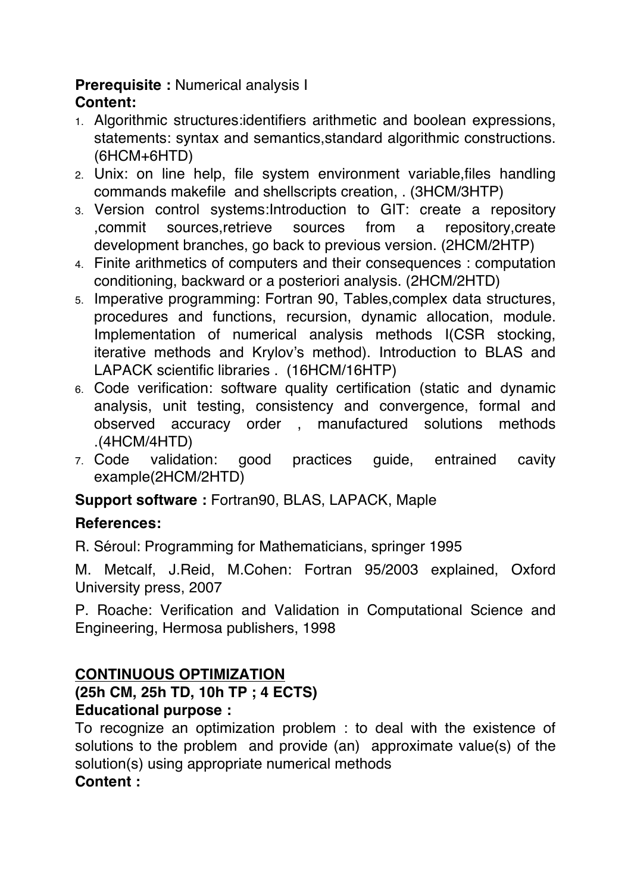**Prerequisite :** Numerical analysis I

**Content:**

1. Algorithmic structures:identifiers arithmetic and boolean expressions, statements: syntax and semantics,standard algorithmic constructions. (6HCM+6HTD)
2. Unix: on line help, file system environment variable,files handling commands makefile and shellscripts creation, . (3HCM/3HTP)
3. Version control systems:Introduction to GIT: create a repository ,commit sources,retrieve sources from a repository,create development branches, go back to previous version. (2HCM/2HTP)
4. Finite arithmetics of computers and their consequences : computation conditioning, backward or a posteriori analysis. (2HCM/2HTD)
5. Imperative programming: Fortran 90, Tables,complex data structures, procedures and functions, recursion, dynamic allocation, module. Implementation of numerical analysis methods I(CSR stocking, iterative methods and Krylov's method). Introduction to BLAS and LAPACK scientific libraries . (16HCM/16HTP)
6. Code verification: software quality certification (static and dynamic analysis, unit testing, consistency and convergence, formal and observed accuracy order , manufactured solutions methods .(4HCM/4HTD)
7. Code validation: good practices guide, entrained cavity example(2HCM/2HTD)

**Support software :** Fortran90, BLAS, LAPACK, Maple

**References:**

R. Séroul: Programming for Mathematicians, springer 1995

M. Metcalf, J.Reid, M.Cohen: Fortran 95/2003 explained, Oxford University press, 2007

P. Roache: Verification and Validation in Computational Science and Engineering, Hermosa publishers, 1998

## CONTINUOUS OPTIMIZATION

**(25h CM, 25h TD, 10h TP ; 4 ECTS)**

**Educational purpose :**

To recognize an optimization problem : to deal with the existence of solutions to the problem and provide (an) approximate value(s) of the solution(s) using appropriate numerical methods

**Content :**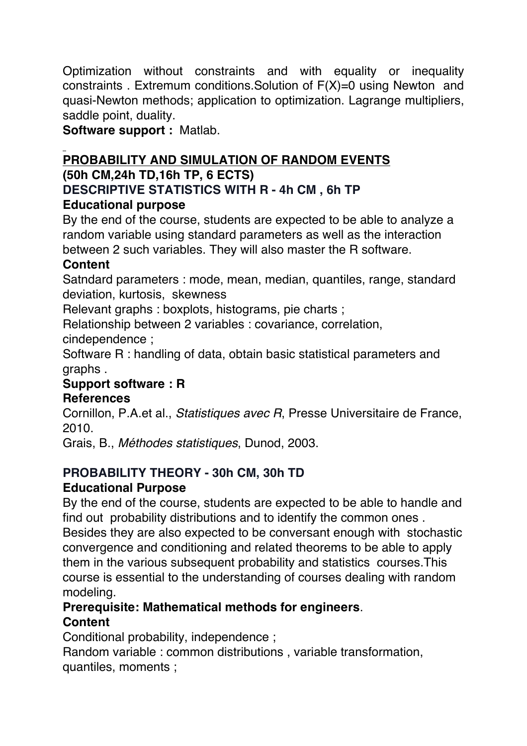Optimization without constraints and with equality or inequality constraints . Extremum conditions.Solution of $F(X)=0$ using Newton and quasi-Newton methods; application to optimization. Lagrange multipliers, saddle point, duality.

**Software support :** Matlab.

## PROBABILITY AND SIMULATION OF RANDOM EVENTS

**(50h CM,24h TD,16h TP, 6 ECTS)**

### DESCRIPTIVE STATISTICS WITH R - 4h CM , 6h TP

**Educational purpose**

By the end of the course, students are expected to be able to analyze a random variable using standard parameters as well as the interaction between 2 such variables. They will also master the R software.

**Content**

Satndard parameters : mode, mean, median, quantiles, range, standard deviation, kurtosis, skewness

Relevant graphs : boxplots, histograms, pie charts ;

Relationship between 2 variables : covariance, correlation, cindependence ;

Software R : handling of data, obtain basic statistical parameters and graphs .

**Support software : R**

**References**

Cornillon, P.A.et al., *Statistiques avec R*, Presse Universitaire de France, 2010.

Grais, B., *Méthodes statistiques*, Dunod, 2003.

### PROBABILITY THEORY - 30h CM, 30h TD

**Educational Purpose**

By the end of the course, students are expected to be able to handle and find out probability distributions and to identify the common ones . Besides they are also expected to be conversant enough with stochastic convergence and conditioning and related theorems to be able to apply them in the various subsequent probability and statistics courses.This course is essential to the understanding of courses dealing with random modeling.

**Prerequisite: Mathematical methods for engineers**.

**Content**

Conditional probability, independence ;

Random variable : common distributions , variable transformation, quantiles, moments ;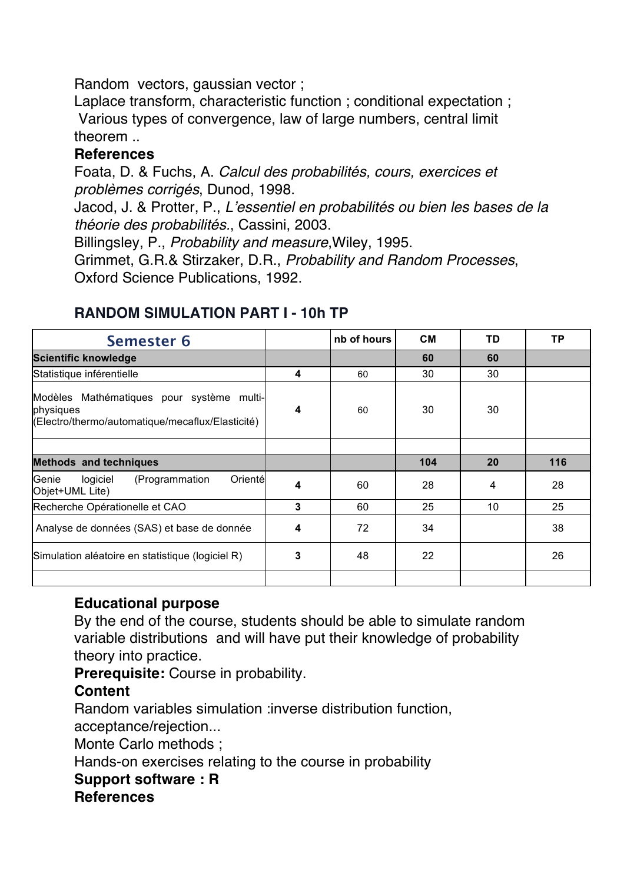Random vectors, gaussian vector ;
Laplace transform, characteristic function ; conditional expectation ;
Various types of convergence, law of large numbers, central limit theorem ..

**References**

Foata, D. & Fuchs, A. *Calcul des probabilités, cours, exercices et problèmes corrigés*, Dunod, 1998.
Jacod, J. & Protter, P., *L'essentiel en probabilités ou bien les bases de la théorie des probabilités.*, Cassini, 2003.
Billingsley, P., *Probability and measure*,Wiley, 1995.
Grimmet, G.R.& Stirzaker, D.R., *Probability and Random Processes*, Oxford Science Publications, 1992.

### RANDOM SIMULATION PART I - 10h TP

| Semester 6 | | nb of hours | CM | TD | TP |
|---|---|---|---|---|---|
| **Scientific knowledge** | | | **60** | **60** | |
| Statistique inférentielle | **4** | 60 | 30 | 30 | |
| Modèles Mathématiques pour système multi-physiques (Electro/thermo/automatique/mecaflux/Elasticité) | **4** | 60 | 30 | 30 | |
| | | | | | |
| **Methods and techniques** | | | **104** | **20** | **116** |
| Genie logiciel (Programmation Orienté Objet+UML Lite) | **4** | 60 | 28 | 4 | 28 |
| Recherche Opérationelle et CAO | **3** | 60 | 25 | 10 | 25 |
| Analyse de données (SAS) et base de donnée | **4** | 72 | 34 | | 38 |
| Simulation aléatoire en statistique (logiciel R) | **3** | 48 | 22 | | 26 |
| | | | | | |

**Educational purpose**

By the end of the course, students should be able to simulate random variable distributions and will have put their knowledge of probability theory into practice.

**Prerequisite:** Course in probability.

**Content**

Random variables simulation :inverse distribution function, acceptance/rejection...
Monte Carlo methods ;
Hands-on exercises relating to the course in probability

**Support software : R**

**References**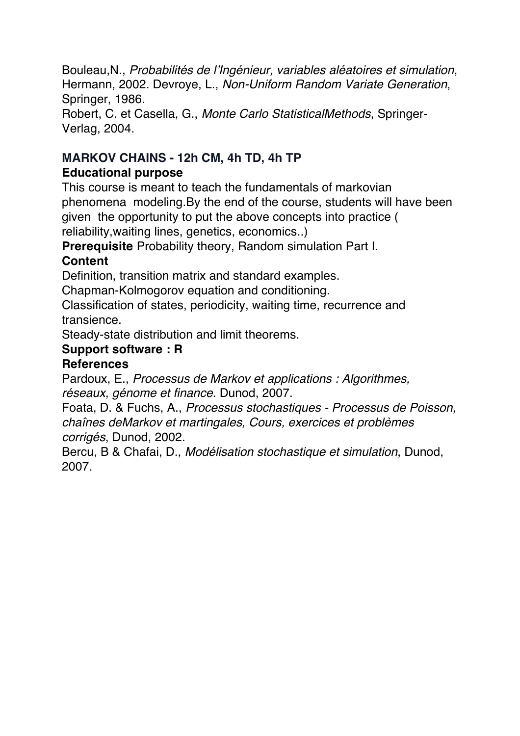Bouleau,N., *Probabilités de l'Ingénieur, variables aléatoires et simulation*, Hermann, 2002. Devroye, L., *Non-Uniform Random Variate Generation*, Springer, 1986.
Robert, C. et Casella, G., *Monte Carlo StatisticalMethods*, Springer-Verlag, 2004.

**MARKOV CHAINS - 12h CM, 4h TD, 4h TP**
**Educational purpose**
This course is meant to teach the fundamentals of markovian phenomena modeling.By the end of the course, students will have been given the opportunity to put the above concepts into practice ( reliability,waiting lines, genetics, economics..)
**Prerequisite** Probability theory, Random simulation Part I.
**Content**
Definition, transition matrix and standard examples.
Chapman-Kolmogorov equation and conditioning.
Classification of states, periodicity, waiting time, recurrence and transience.
Steady-state distribution and limit theorems.
**Support software : R**
**References**
Pardoux, E., *Processus de Markov et applications : Algorithmes, réseaux, génome et finance.* Dunod, 2007.
Foata, D. & Fuchs, A., *Processus stochastiques - Processus de Poisson, chaînes deMarkov et martingales, Cours, exercices et problèmes corrigés*, Dunod, 2002.
Bercu, B & Chafai, D., *Modélisation stochastique et simulation*, Dunod, 2007.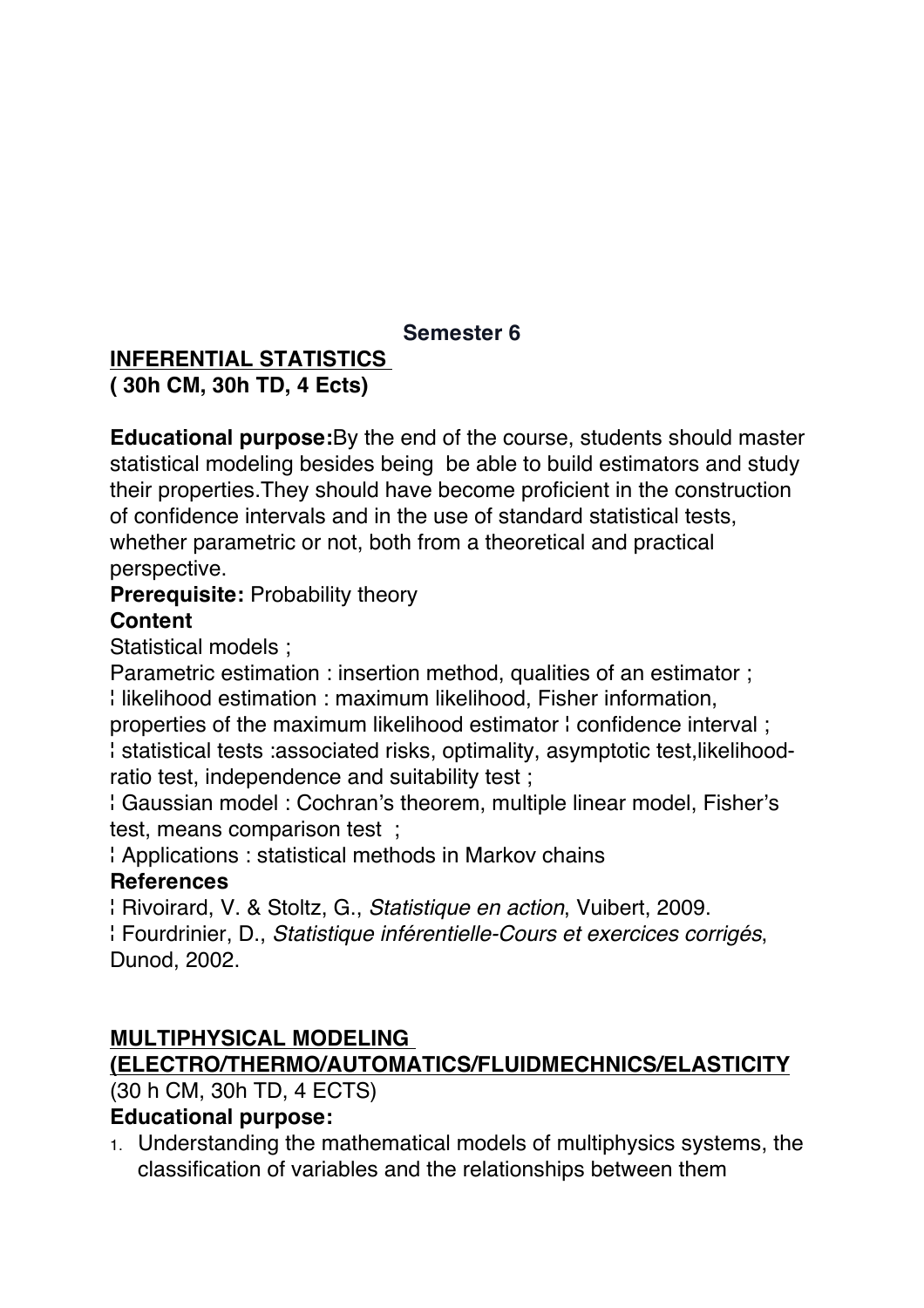**Semester 6**

**INFERENTIAL STATISTICS**
**( 30h CM, 30h TD, 4 Ects)**

**Educational purpose:**By the end of the course, students should master statistical modeling besides being be able to build estimators and study their properties.They should have become proficient in the construction of confidence intervals and in the use of standard statistical tests, whether parametric or not, both from a theoretical and practical perspective.

**Prerequisite:** Probability theory

**Content**

Statistical models ;

Parametric estimation : insertion method, qualities of an estimator ;
¦ likelihood estimation : maximum likelihood, Fisher information, properties of the maximum likelihood estimator ¦ confidence interval ;
¦ statistical tests :associated risks, optimality, asymptotic test,likelihood-ratio test, independence and suitability test ;
¦ Gaussian model : Cochran's theorem, multiple linear model, Fisher's test, means comparison test ;
¦ Applications : statistical methods in Markov chains

**References**

¦ Rivoirard, V. & Stoltz, G., *Statistique en action*, Vuibert, 2009.
¦ Fourdrinier, D., *Statistique inférentielle-Cours et exercices corrigés*, Dunod, 2002.

**MULTIPHYSICAL MODELING (ELECTRO/THERMO/AUTOMATICS/FLUIDMECHNICS/ELASTICITY**
(30 h CM, 30h TD, 4 ECTS)

**Educational purpose:**

1. Understanding the mathematical models of multiphysics systems, the classification of variables and the relationships between them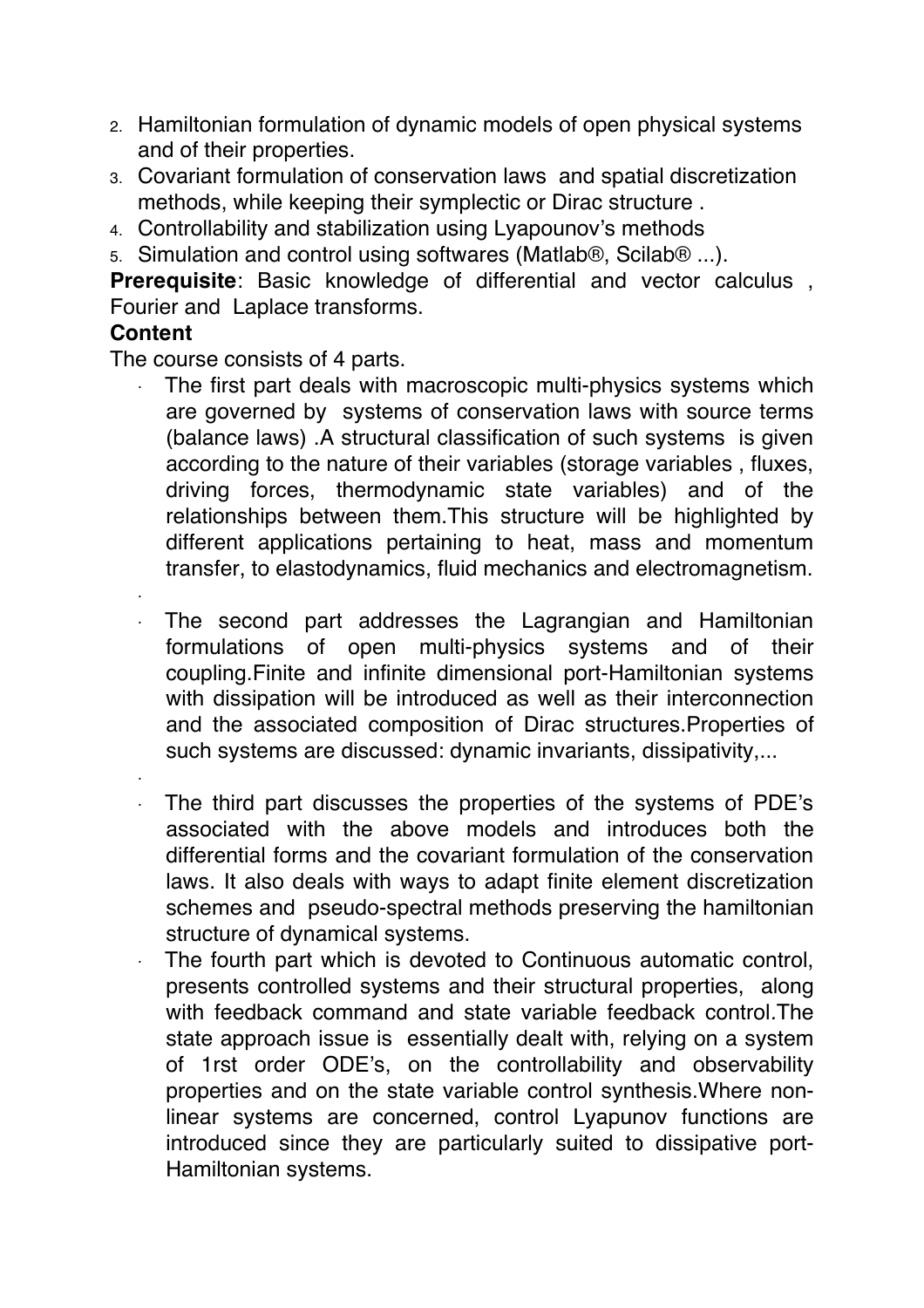2. Hamiltonian formulation of dynamic models of open physical systems and of their properties.
3. Covariant formulation of conservation laws and spatial discretization methods, while keeping their symplectic or Dirac structure .
4. Controllability and stabilization using Lyapounov's methods
5. Simulation and control using softwares (Matlab®, Scilab® ...).

**Prerequisite**: Basic knowledge of differential and vector calculus , Fourier and Laplace transforms.

**Content**

The course consists of 4 parts.

- The first part deals with macroscopic multi-physics systems which are governed by systems of conservation laws with source terms (balance laws) .A structural classification of such systems is given according to the nature of their variables (storage variables , fluxes, driving forces, thermodynamic state variables) and of the relationships between them.This structure will be highlighted by different applications pertaining to heat, mass and momentum transfer, to elastodynamics, fluid mechanics and electromagnetism.

- The second part addresses the Lagrangian and Hamiltonian formulations of open multi-physics systems and of their coupling.Finite and infinite dimensional port-Hamiltonian systems with dissipation will be introduced as well as their interconnection and the associated composition of Dirac structures.Properties of such systems are discussed: dynamic invariants, dissipativity,...

- The third part discusses the properties of the systems of PDE's associated with the above models and introduces both the differential forms and the covariant formulation of the conservation laws. It also deals with ways to adapt finite element discretization schemes and pseudo-spectral methods preserving the hamiltonian structure of dynamical systems.
- The fourth part which is devoted to Continuous automatic control, presents controlled systems and their structural properties, along with feedback command and state variable feedback control.The state approach issue is essentially dealt with, relying on a system of 1rst order ODE's, on the controllability and observability properties and on the state variable control synthesis.Where non-linear systems are concerned, control Lyapunov functions are introduced since they are particularly suited to dissipative port-Hamiltonian systems.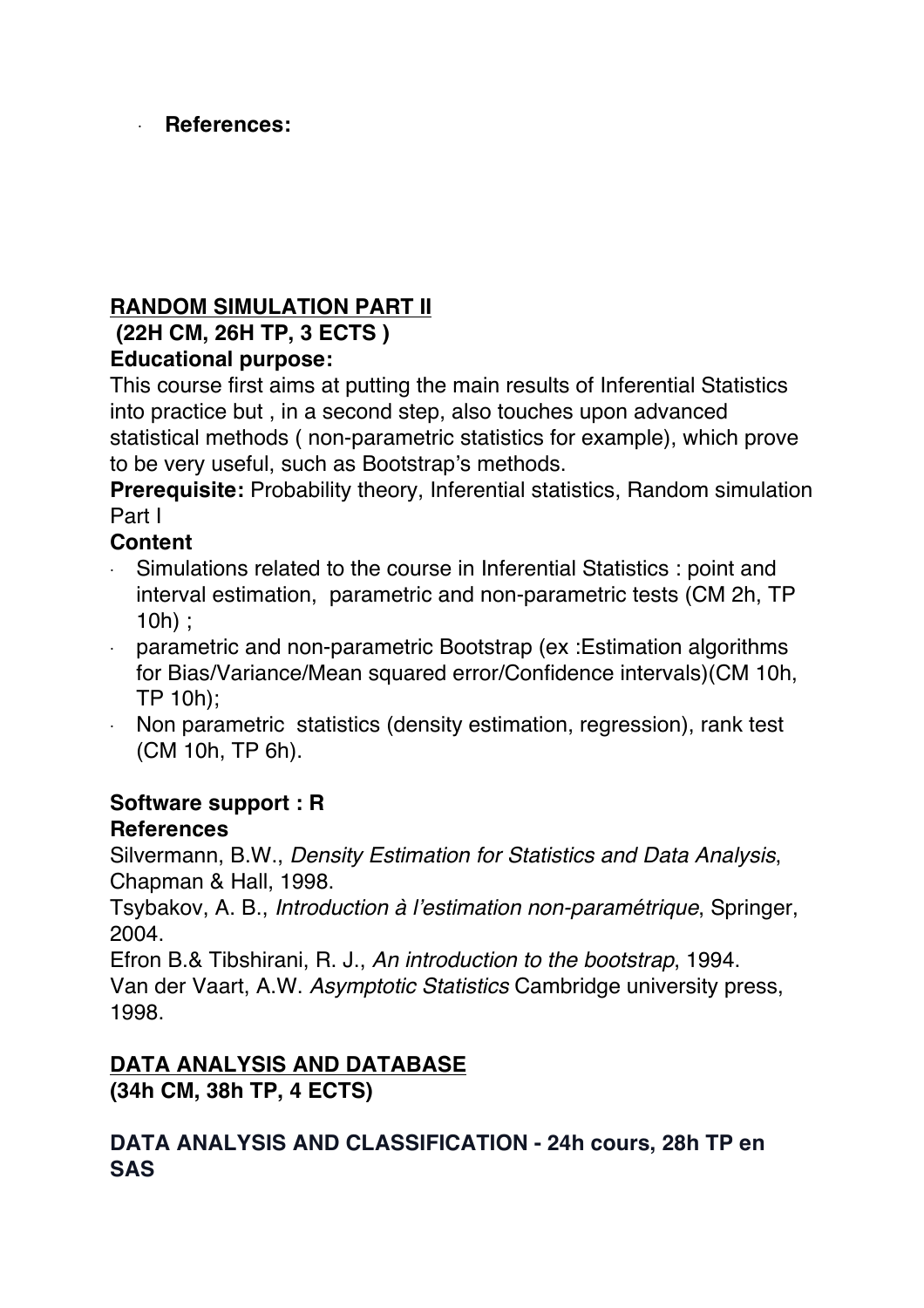- **References:**

**RANDOM SIMULATION PART II**

**(22H CM, 26H TP, 3 ECTS )**

**Educational purpose:**

This course first aims at putting the main results of Inferential Statistics into practice but , in a second step, also touches upon advanced statistical methods ( non-parametric statistics for example), which prove to be very useful, such as Bootstrap's methods.

**Prerequisite:** Probability theory, Inferential statistics, Random simulation Part I

**Content**

- Simulations related to the course in Inferential Statistics : point and interval estimation, parametric and non-parametric tests (CM 2h, TP 10h) ;
- parametric and non-parametric Bootstrap (ex :Estimation algorithms for Bias/Variance/Mean squared error/Confidence intervals)(CM 10h, TP 10h);
- Non parametric statistics (density estimation, regression), rank test (CM 10h, TP 6h).

**Software support : R**

**References**

Silvermann, B.W., *Density Estimation for Statistics and Data Analysis*, Chapman & Hall, 1998.

Tsybakov, A. B., *Introduction à l'estimation non-paramétrique*, Springer, 2004.

Efron B.& Tibshirani, R. J., *An introduction to the bootstrap*, 1994.

Van der Vaart, A.W. *Asymptotic Statistics* Cambridge university press, 1998.

**DATA ANALYSIS AND DATABASE**

**(34h CM, 38h TP, 4 ECTS)**

**DATA ANALYSIS AND CLASSIFICATION - 24h cours, 28h TP en SAS**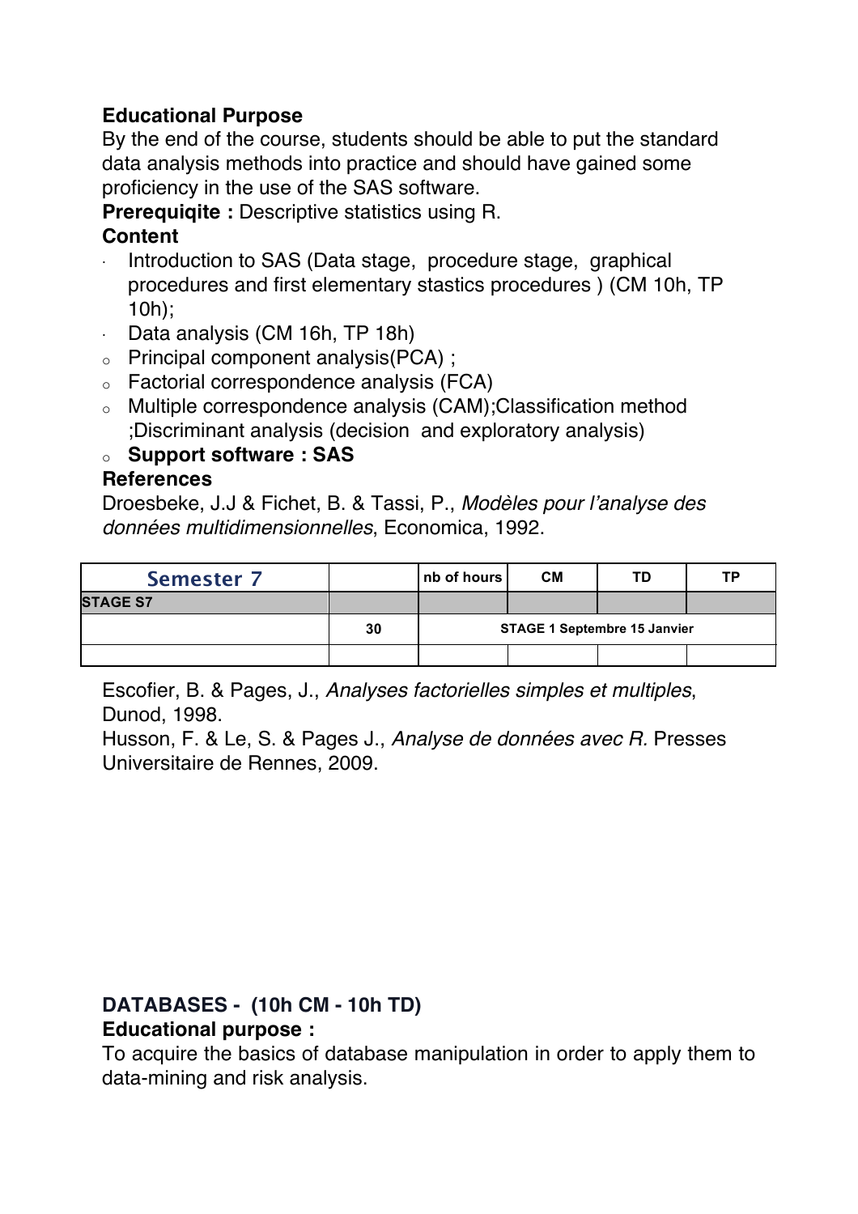**Educational Purpose**

By the end of the course, students should be able to put the standard data analysis methods into practice and should have gained some proficiency in the use of the SAS software.

**Prerequiqite :** Descriptive statistics using R.

**Content**

- Introduction to SAS (Data stage, procedure stage, graphical procedures and first elementary stastics procedures ) (CM 10h, TP 10h);
- Data analysis (CM 16h, TP 18h)
  - Principal component analysis(PCA) ;
  - Factorial correspondence analysis (FCA)
  - Multiple correspondence analysis (CAM);Classification method ;Discriminant analysis (decision and exploratory analysis)
  - **Support software : SAS**

**References**

Droesbeke, J.J & Fichet, B. & Tassi, P., *Modèles pour l'analyse des données multidimensionnelles*, Economica, 1992.

| Semester 7 | | nb of hours | CM | TD | TP |
|---|---|---|---|---|---|
| STAGE S7 | | | | | |
| | 30 | STAGE 1 Septembre 15 Janvier | | | |
| | | | | | |

Escofier, B. & Pages, J., *Analyses factorielles simples et multiples*, Dunod, 1998.

Husson, F. & Le, S. & Pages J., *Analyse de données avec R.* Presses Universitaire de Rennes, 2009.

**DATABASES - (10h CM - 10h TD)**

**Educational purpose :**

To acquire the basics of database manipulation in order to apply them to data-mining and risk analysis.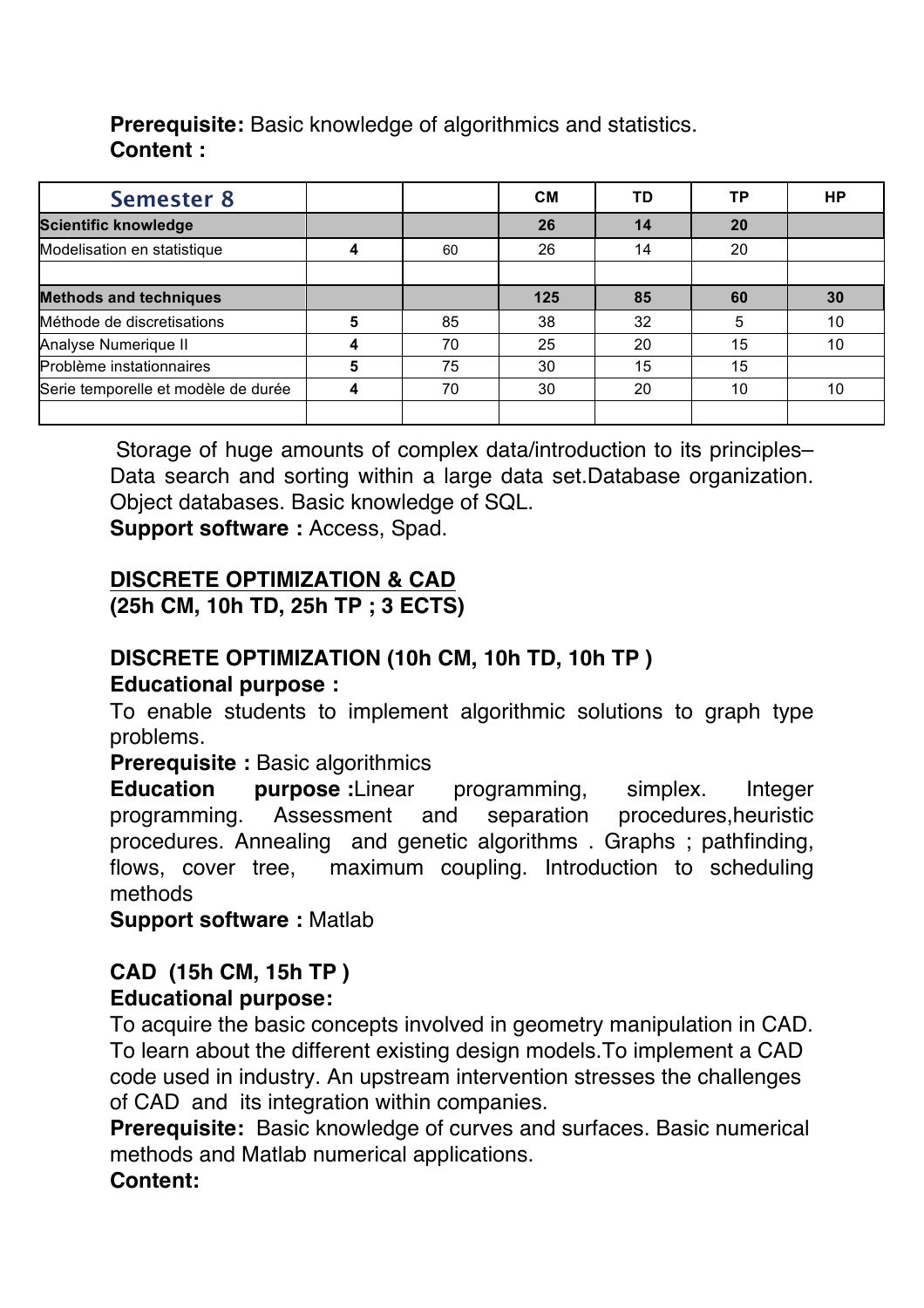**Prerequisite:** Basic knowledge of algorithmics and statistics.
**Content :**

| Semester 8 | | | CM | TD | TP | HP |
|---|---|---|---|---|---|---|
| **Scientific knowledge** | | | **26** | **14** | **20** | |
| Modelisation en statistique | 4 | 60 | 26 | 14 | 20 | |
| | | | | | | |
| **Methods and techniques** | | | **125** | **85** | **60** | **30** |
| Méthode de discretisations | 5 | 85 | 38 | 32 | 5 | 10 |
| Analyse Numerique II | 4 | 70 | 25 | 20 | 15 | 10 |
| Problème instationnaires | 5 | 75 | 30 | 15 | 15 | |
| Serie temporelle et modèle de durée | 4 | 70 | 30 | 20 | 10 | 10 |
| | | | | | | |

Storage of huge amounts of complex data/introduction to its principles– Data search and sorting within a large data set.Database organization. Object databases. Basic knowledge of SQL.

**Support software :** Access, Spad.

**DISCRETE OPTIMIZATION & CAD**
**(25h CM, 10h TD, 25h TP ; 3 ECTS)**

**DISCRETE OPTIMIZATION (10h CM, 10h TD, 10h TP )**

**Educational purpose :**

To enable students to implement algorithmic solutions to graph type problems.

**Prerequisite :** Basic algorithmics

**Education purpose :**Linear programming, simplex. Integer programming. Assessment and separation procedures,heuristic procedures. Annealing and genetic algorithms . Graphs ; pathfinding, flows, cover tree, maximum coupling. Introduction to scheduling methods

**Support software :** Matlab

**CAD (15h CM, 15h TP )**

**Educational purpose:**

To acquire the basic concepts involved in geometry manipulation in CAD. To learn about the different existing design models.To implement a CAD code used in industry. An upstream intervention stresses the challenges of CAD and its integration within companies.

**Prerequisite:** Basic knowledge of curves and surfaces. Basic numerical methods and Matlab numerical applications.

**Content:**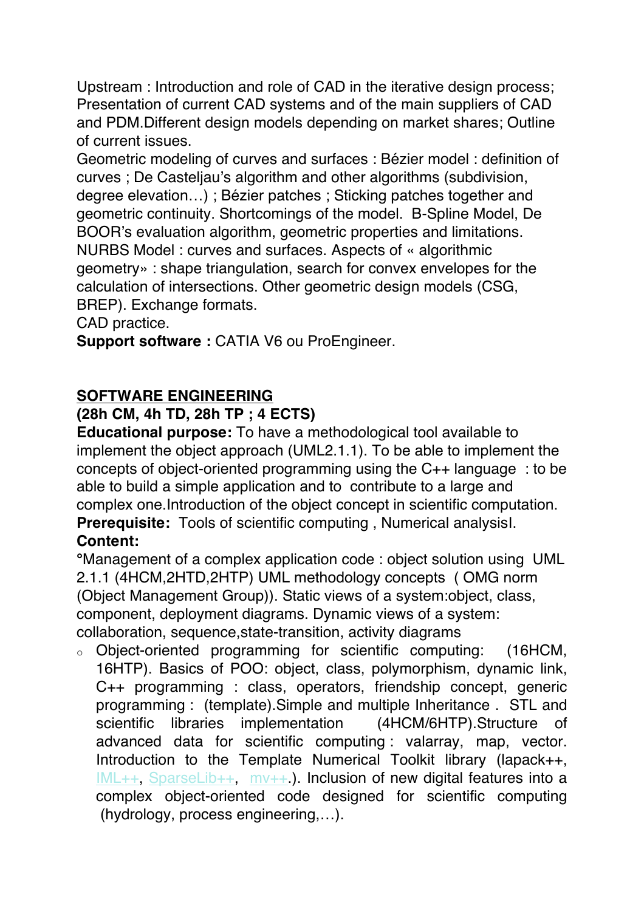Upstream : Introduction and role of CAD in the iterative design process; Presentation of current CAD systems and of the main suppliers of CAD and PDM.Different design models depending on market shares; Outline of current issues.

Geometric modeling of curves and surfaces : Bézier model : definition of curves ; De Casteljau's algorithm and other algorithms (subdivision, degree elevation…) ; Bézier patches ; Sticking patches together and geometric continuity. Shortcomings of the model. B-Spline Model, De BOOR's evaluation algorithm, geometric properties and limitations. NURBS Model : curves and surfaces. Aspects of « algorithmic geometry» : shape triangulation, search for convex envelopes for the calculation of intersections. Other geometric design models (CSG, BREP). Exchange formats.

CAD practice.

**Support software :** CATIA V6 ou ProEngineer.

## SOFTWARE ENGINEERING

**(28h CM, 4h TD, 28h TP ; 4 ECTS)**

**Educational purpose:** To have a methodological tool available to implement the object approach (UML2.1.1). To be able to implement the concepts of object-oriented programming using the C++ language : to be able to build a simple application and to contribute to a large and complex one.Introduction of the object concept in scientific computation.

**Prerequisite:** Tools of scientific computing , Numerical analysisI.

**Content:**

°Management of a complex application code : object solution using UML 2.1.1 (4HCM,2HTD,2HTP) UML methodology concepts ( OMG norm (Object Management Group)). Static views of a system:object, class, component, deployment diagrams. Dynamic views of a system: collaboration, sequence,state-transition, activity diagrams

- Object-oriented programming for scientific computing: (16HCM, 16HTP). Basics of POO: object, class, polymorphism, dynamic link, C++ programming : class, operators, friendship concept, generic programming : (template).Simple and multiple Inheritance . STL and scientific libraries implementation (4HCM/6HTP).Structure of advanced data for scientific computing : valarray, map, vector. Introduction to the Template Numerical Toolkit library (lapack++, IML++, SparseLib++, mv++.). Inclusion of new digital features into a complex object-oriented code designed for scientific computing (hydrology, process engineering,…).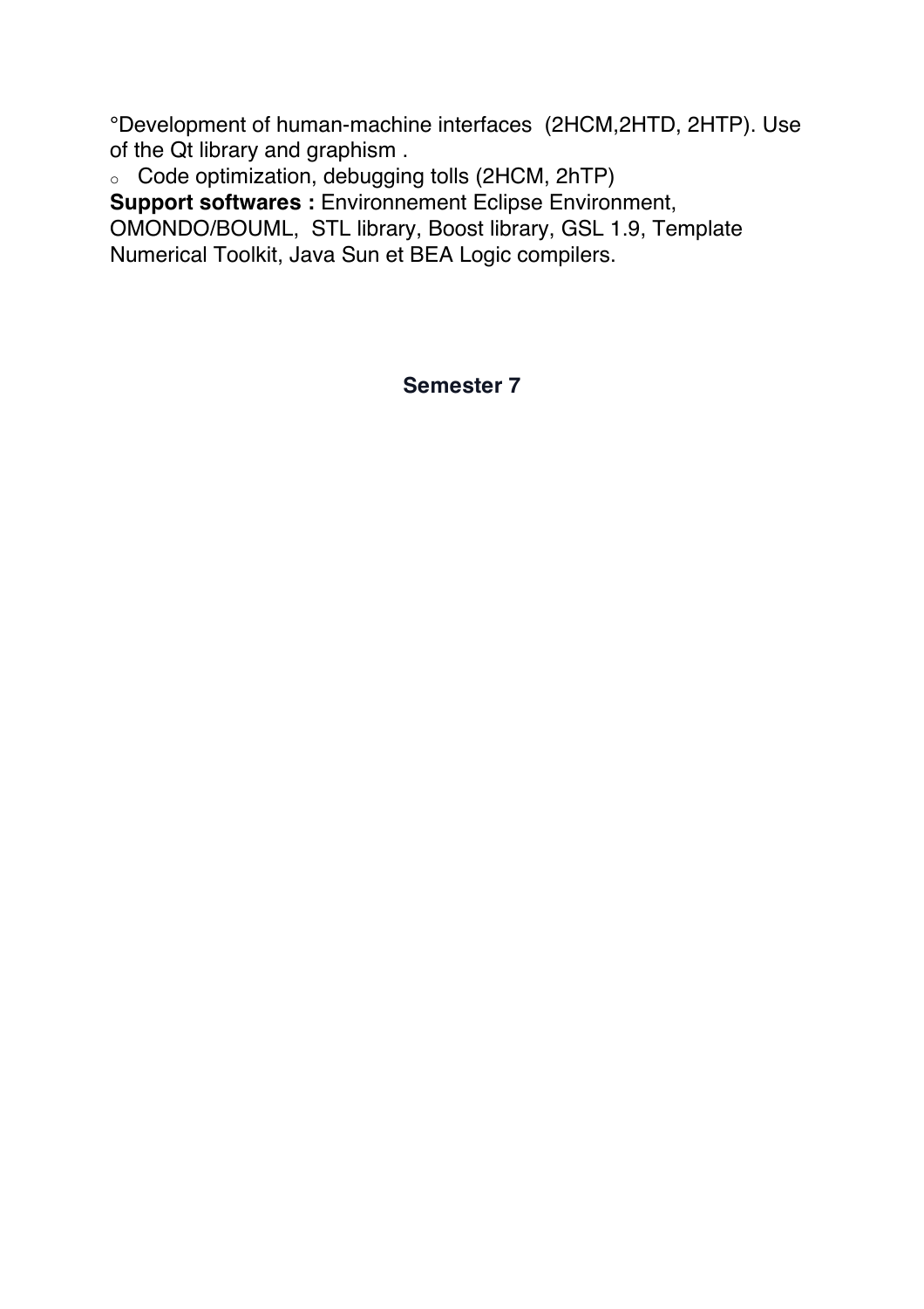°Development of human-machine interfaces  (2HCM,2HTD, 2HTP). Use of the Qt library and graphism .

- Code optimization, debugging tolls (2HCM, 2hTP)

**Support softwares :** Environnement Eclipse Environment, OMONDO/BOUML,  STL library, Boost library, GSL 1.9, Template Numerical Toolkit, Java Sun et BEA Logic compilers.

## Semester 7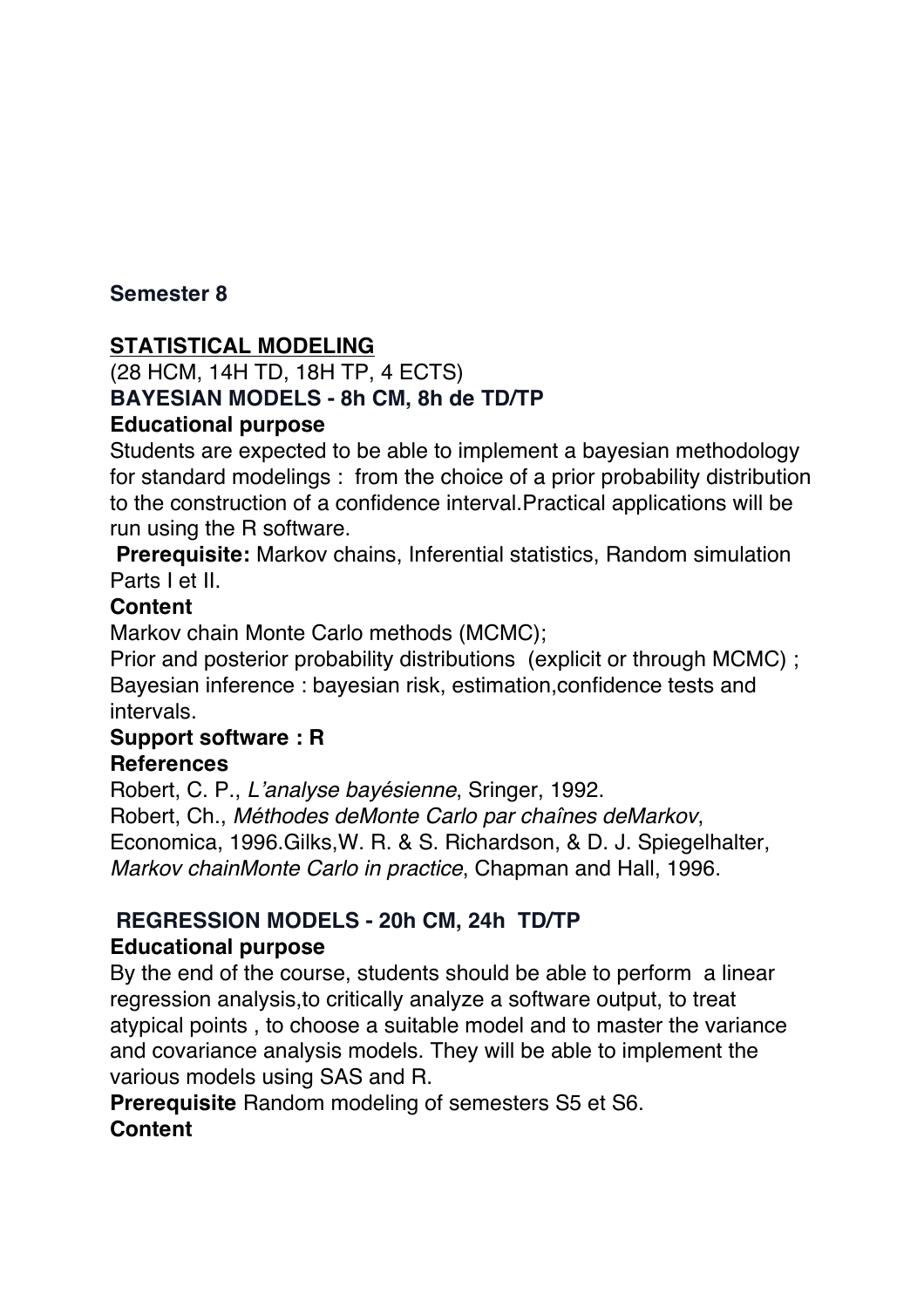## Semester 8

### <u>STATISTICAL MODELING</u>

(28 HCM, 14H TD, 18H TP, 4 ECTS)

**BAYESIAN MODELS - 8h CM, 8h de TD/TP**

**Educational purpose**

Students are expected to be able to implement a bayesian methodology for standard modelings : from the choice of a prior probability distribution to the construction of a confidence interval.Practical applications will be run using the R software.

**Prerequisite:** Markov chains, Inferential statistics, Random simulation Parts I et II.

**Content**

Markov chain Monte Carlo methods (MCMC);
Prior and posterior probability distributions (explicit or through MCMC) ;
Bayesian inference : bayesian risk, estimation,confidence tests and intervals.

**Support software : R**

**References**

Robert, C. P., *L'analyse bayésienne*, Sringer, 1992.
Robert, Ch., *Méthodes deMonte Carlo par chaînes deMarkov*, Economica, 1996.Gilks,W. R. & S. Richardson, & D. J. Spiegelhalter, *Markov chainMonte Carlo in practice*, Chapman and Hall, 1996.

**REGRESSION MODELS - 20h CM, 24h TD/TP**

**Educational purpose**

By the end of the course, students should be able to perform a linear regression analysis,to critically analyze a software output, to treat atypical points , to choose a suitable model and to master the variance and covariance analysis models. They will be able to implement the various models using SAS and R.

**Prerequisite** Random modeling of semesters S5 et S6.

**Content**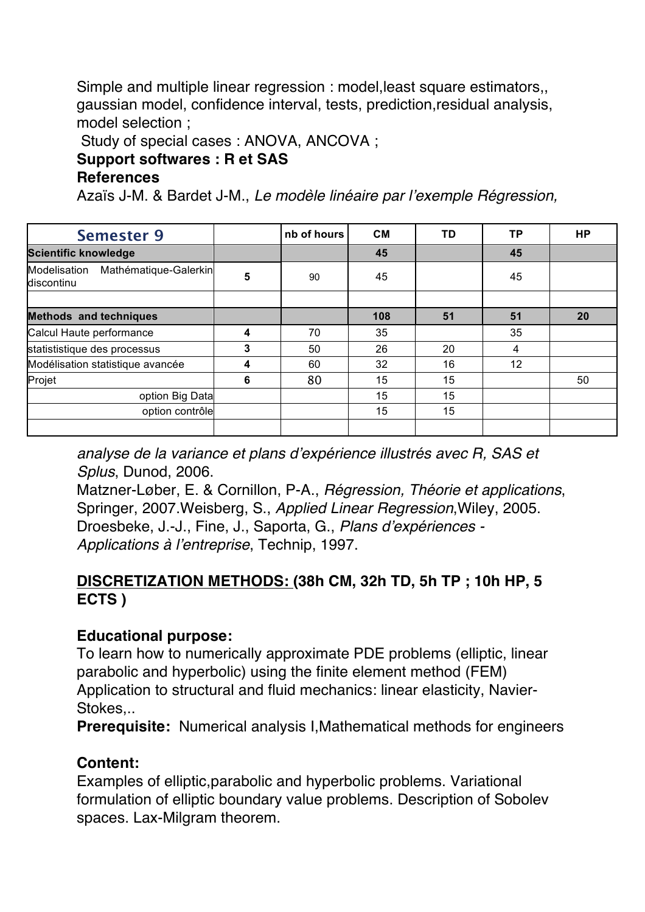Simple and multiple linear regression : model,least square estimators,, gaussian model, confidence interval, tests, prediction,residual analysis, model selection ;

Study of special cases : ANOVA, ANCOVA ;

**Support softwares : R et SAS**

**References**

Azaïs J-M. & Bardet J-M., *Le modèle linéaire par l'exemple Régression, analyse de la variance et plans d'expérience illustrés avec R, SAS et Splus*, Dunod, 2006.

| Semester 9 | | nb of hours | CM | TD | TP | HP |
|---|---|---|---|---|---|---|
| **Scientific knowledge** | | | **45** | | **45** | |
| Modelisation Mathématique-Galerkin discontinu | 5 | 90 | 45 | | 45 | |
| | | | | | | |
| **Methods and techniques** | | | **108** | **51** | **51** | **20** |
| Calcul Haute performance | 4 | 70 | 35 | | 35 | |
| statististique des processus | 3 | 50 | 26 | 20 | 4 | |
| Modélisation statistique avancée | 4 | 60 | 32 | 16 | 12 | |
| Projet | 6 | 80 | 15 | 15 | | 50 |
| option Big Data | | | 15 | 15 | | |
| option contrôle | | | 15 | 15 | | |
| | | | | | | |

Matzner-Løber, E. & Cornillon, P-A., *Régression, Théorie et applications*, Springer, 2007.Weisberg, S., *Applied Linear Regression*,Wiley, 2005. Droesbeke, J.-J., Fine, J., Saporta, G., *Plans d'expériences - Applications à l'entreprise*, Technip, 1997.

## DISCRETIZATION METHODS: (38h CM, 32h TD, 5h TP ; 10h HP, 5 ECTS )

**Educational purpose:**

To learn how to numerically approximate PDE problems (elliptic, linear parabolic and hyperbolic) using the finite element method (FEM) Application to structural and fluid mechanics: linear elasticity, Navier-Stokes,..

**Prerequisite:** Numerical analysis I,Mathematical methods for engineers

**Content:**

Examples of elliptic,parabolic and hyperbolic problems. Variational formulation of elliptic boundary value problems. Description of Sobolev spaces. Lax-Milgram theorem.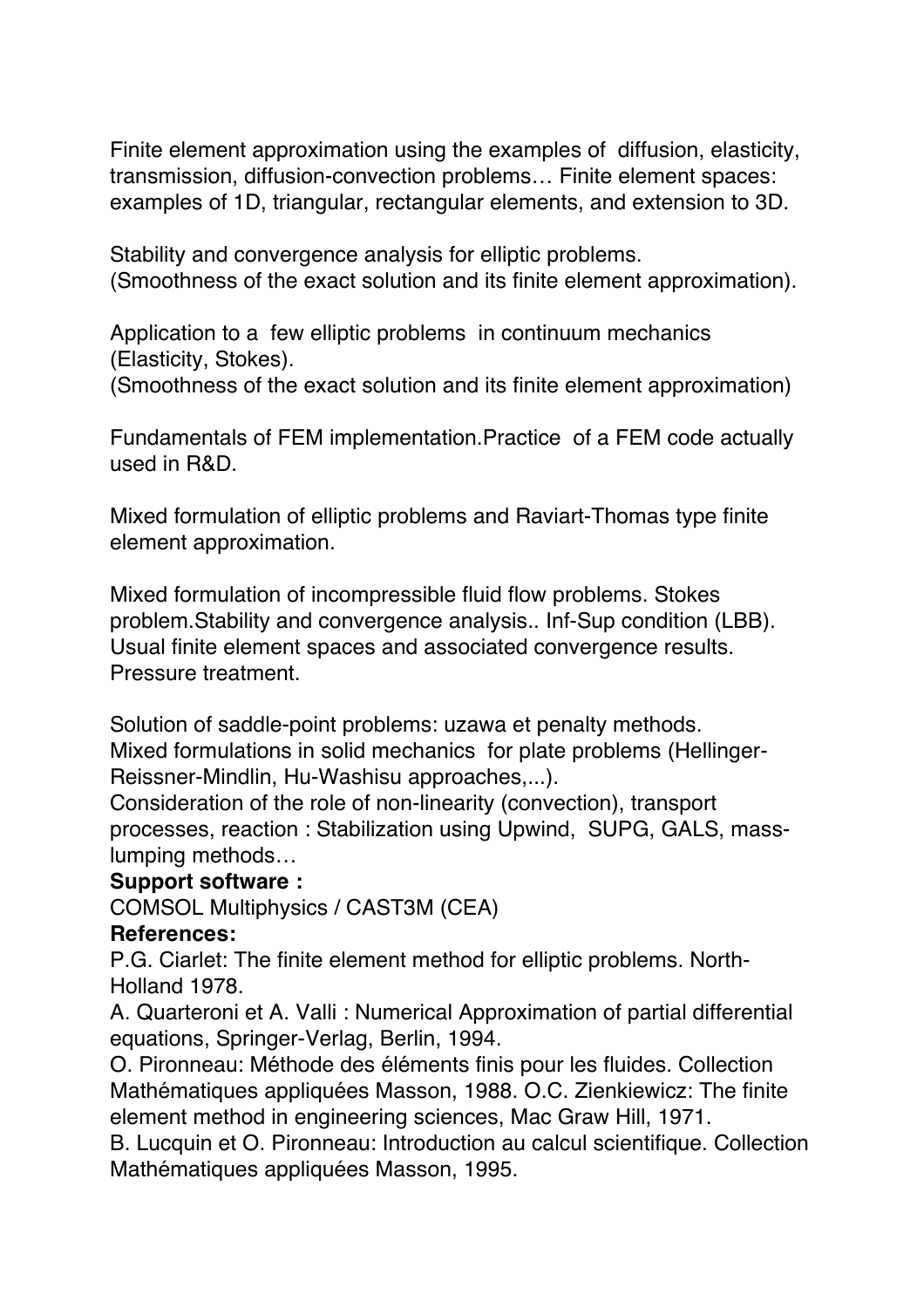Finite element approximation using the examples of diffusion, elasticity, transmission, diffusion-convection problems… Finite element spaces: examples of 1D, triangular, rectangular elements, and extension to 3D.

Stability and convergence analysis for elliptic problems.
(Smoothness of the exact solution and its finite element approximation).

Application to a few elliptic problems in continuum mechanics (Elasticity, Stokes).
(Smoothness of the exact solution and its finite element approximation)

Fundamentals of FEM implementation.Practice of a FEM code actually used in R&D.

Mixed formulation of elliptic problems and Raviart-Thomas type finite element approximation.

Mixed formulation of incompressible fluid flow problems. Stokes problem.Stability and convergence analysis.. Inf-Sup condition (LBB). Usual finite element spaces and associated convergence results. Pressure treatment.

Solution of saddle-point problems: uzawa et penalty methods.
Mixed formulations in solid mechanics for plate problems (Hellinger-Reissner-Mindlin, Hu-Washisu approaches,...).
Consideration of the role of non-linearity (convection), transport processes, reaction : Stabilization using Upwind, SUPG, GALS, mass-lumping methods…

**Support software :**

COMSOL Multiphysics / CAST3M (CEA)

**References:**

P.G. Ciarlet: The finite element method for elliptic problems. North-Holland 1978.
A. Quarteroni et A. Valli : Numerical Approximation of partial differential equations, Springer-Verlag, Berlin, 1994.
O. Pironneau: Méthode des éléments finis pour les fluides. Collection Mathématiques appliquées Masson, 1988. O.C. Zienkiewicz: The finite element method in engineering sciences, Mac Graw Hill, 1971.
B. Lucquin et O. Pironneau: Introduction au calcul scientifique. Collection Mathématiques appliquées Masson, 1995.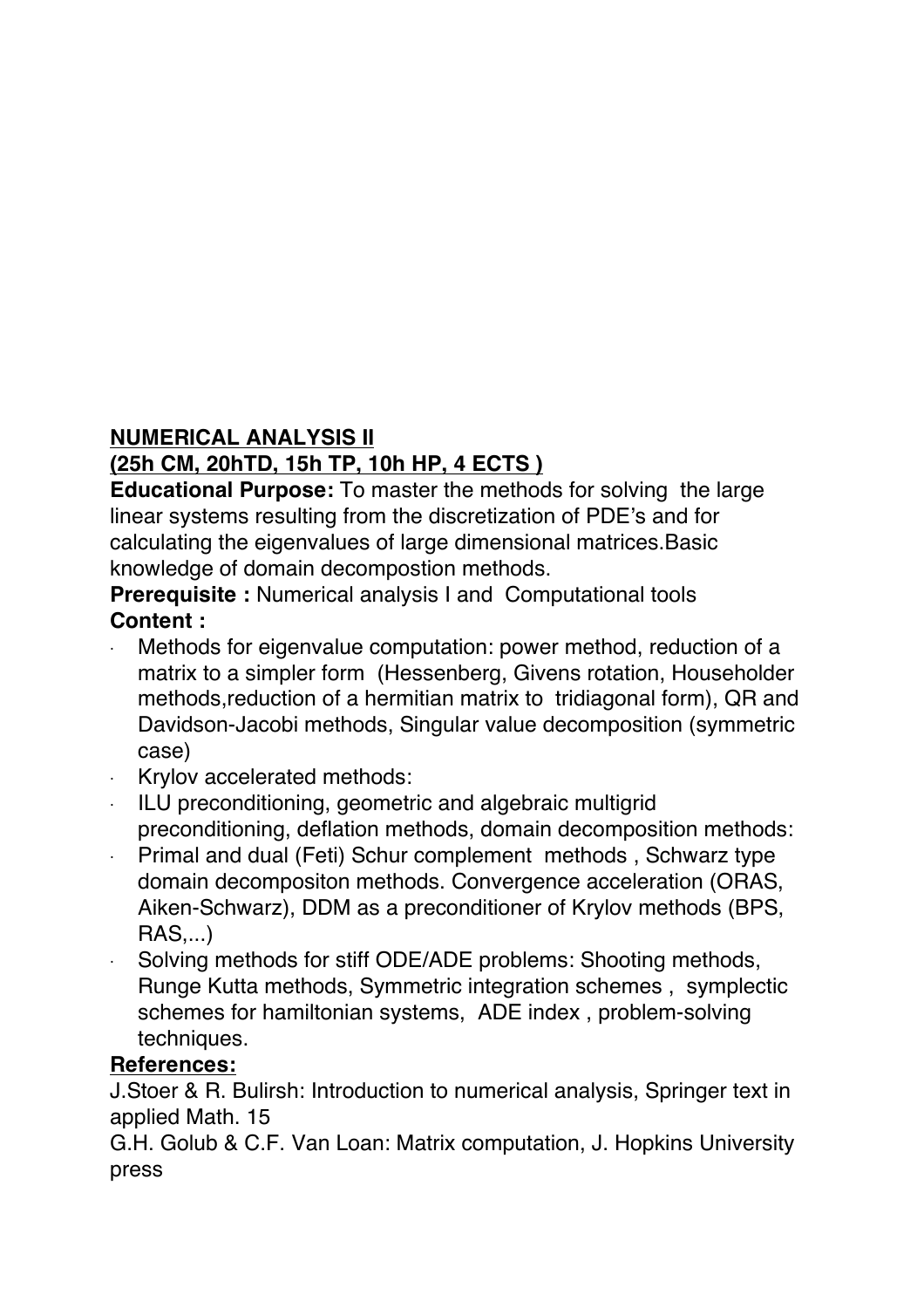**NUMERICAL ANALYSIS II**
**(25h CM, 20hTD, 15h TP, 10h HP, 4 ECTS )**

**Educational Purpose:** To master the methods for solving the large linear systems resulting from the discretization of PDE's and for calculating the eigenvalues of large dimensional matrices.Basic knowledge of domain decompostion methods.

**Prerequisite :** Numerical analysis I and Computational tools

**Content :**

- Methods for eigenvalue computation: power method, reduction of a matrix to a simpler form (Hessenberg, Givens rotation, Householder methods,reduction of a hermitian matrix to tridiagonal form), QR and Davidson-Jacobi methods, Singular value decomposition (symmetric case)
- Krylov accelerated methods:
- ILU preconditioning, geometric and algebraic multigrid preconditioning, deflation methods, domain decomposition methods:
- Primal and dual (Feti) Schur complement methods , Schwarz type domain decompositon methods. Convergence acceleration (ORAS, Aiken-Schwarz), DDM as a preconditioner of Krylov methods (BPS, RAS,...)
- Solving methods for stiff ODE/ADE problems: Shooting methods, Runge Kutta methods, Symmetric integration schemes , symplectic schemes for hamiltonian systems, ADE index , problem-solving techniques.

**References:**

J.Stoer & R. Bulirsh: Introduction to numerical analysis, Springer text in applied Math. 15

G.H. Golub & C.F. Van Loan: Matrix computation, J. Hopkins University press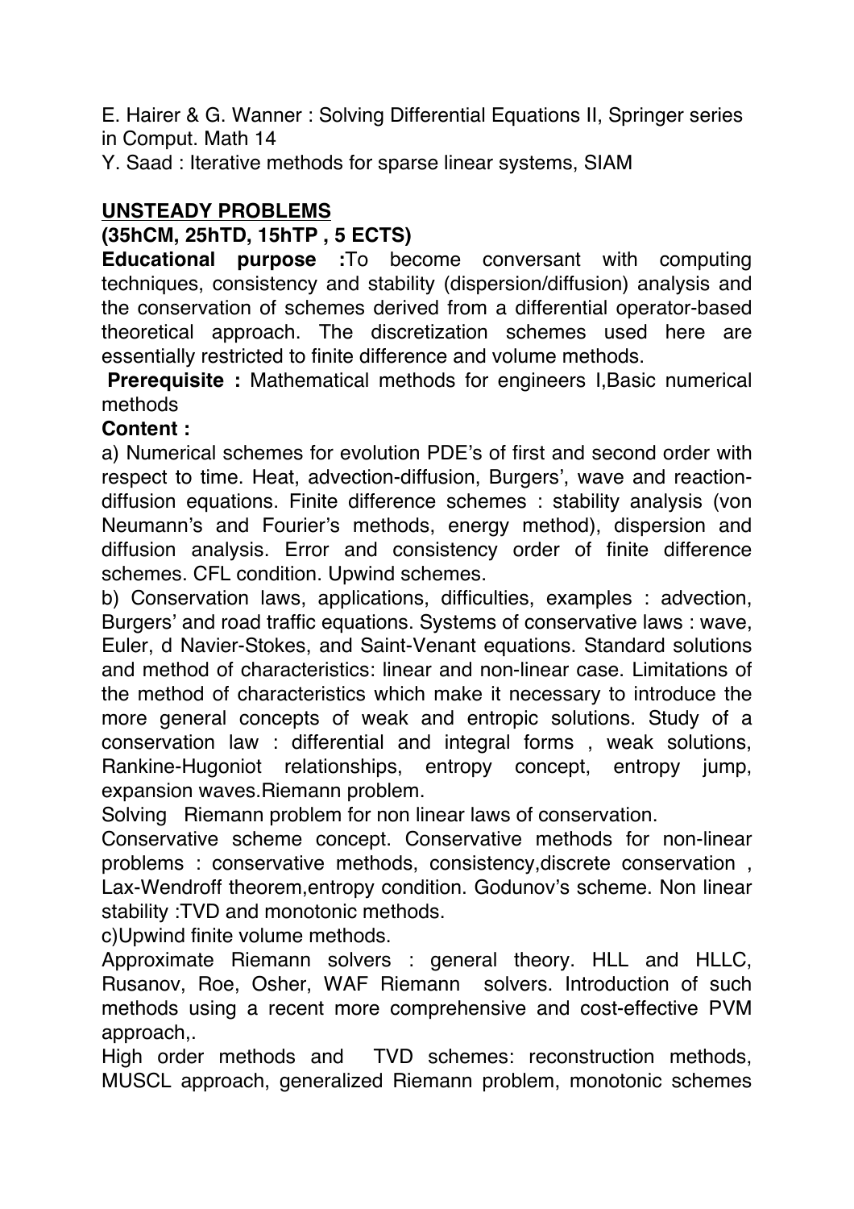E. Hairer & G. Wanner : Solving Differential Equations II, Springer series in Comput. Math 14

Y. Saad : Iterative methods for sparse linear systems, SIAM

## UNSTEADY PROBLEMS

**(35hCM, 25hTD, 15hTP , 5 ECTS)**

**Educational purpose :**To become conversant with computing techniques, consistency and stability (dispersion/diffusion) analysis and the conservation of schemes derived from a differential operator-based theoretical approach. The discretization schemes used here are essentially restricted to finite difference and volume methods.

**Prerequisite :** Mathematical methods for engineers I,Basic numerical methods

**Content :**

a) Numerical schemes for evolution PDE's of first and second order with respect to time. Heat, advection-diffusion, Burgers', wave and reaction-diffusion equations. Finite difference schemes : stability analysis (von Neumann's and Fourier's methods, energy method), dispersion and diffusion analysis. Error and consistency order of finite difference schemes. CFL condition. Upwind schemes.

b) Conservation laws, applications, difficulties, examples : advection, Burgers' and road traffic equations. Systems of conservative laws : wave, Euler, d Navier-Stokes, and Saint-Venant equations. Standard solutions and method of characteristics: linear and non-linear case. Limitations of the method of characteristics which make it necessary to introduce the more general concepts of weak and entropic solutions. Study of a conservation law : differential and integral forms , weak solutions, Rankine-Hugoniot relationships, entropy concept, entropy jump, expansion waves.Riemann problem.

Solving Riemann problem for non linear laws of conservation.

Conservative scheme concept. Conservative methods for non-linear problems : conservative methods, consistency,discrete conservation , Lax-Wendroff theorem,entropy condition. Godunov's scheme. Non linear stability :TVD and monotonic methods.

c)Upwind finite volume methods.

Approximate Riemann solvers : general theory. HLL and HLLC, Rusanov, Roe, Osher, WAF Riemann solvers. Introduction of such methods using a recent more comprehensive and cost-effective PVM approach,.

High order methods and TVD schemes: reconstruction methods, MUSCL approach, generalized Riemann problem, monotonic schemes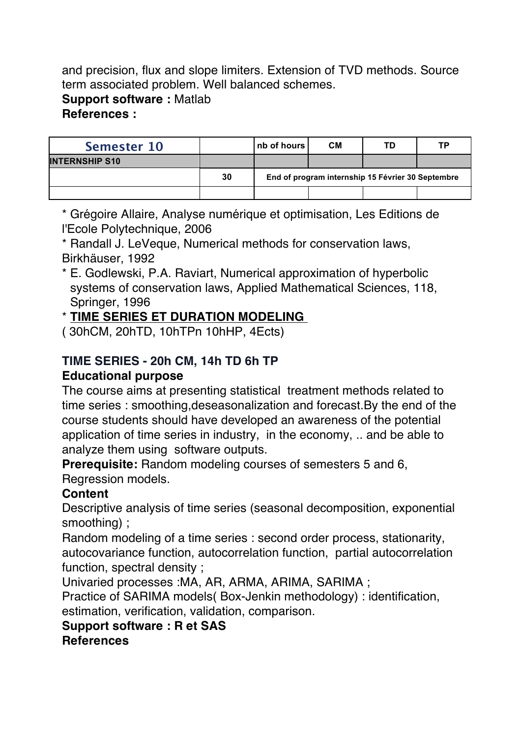and precision, flux and slope limiters. Extension of TVD methods. Source term associated problem. Well balanced schemes.

**Support software :** Matlab

**References :**

| Semester 10 | | nb of hours | CM | TD | TP |
|---|---|---|---|---|---|
| **INTERNSHIP S10** | | | | | |
| | 30 | End of program internship 15 Février 30 Septembre | | | |
| | | | | | |

* Grégoire Allaire, Analyse numérique et optimisation, Les Editions de l'Ecole Polytechnique, 2006
* Randall J. LeVeque, Numerical methods for conservation laws, Birkhäuser, 1992
* E. Godlewski, P.A. Raviart, Numerical approximation of hyperbolic systems of conservation laws, Applied Mathematical Sciences, 118, Springer, 1996
* **TIME SERIES ET DURATION MODELING**

( 30hCM, 20hTD, 10hTPn 10hHP, 4Ects)

**TIME SERIES - 20h CM, 14h TD 6h TP**

**Educational purpose**

The course aims at presenting statistical treatment methods related to time series : smoothing,deseasonalization and forecast.By the end of the course students should have developed an awareness of the potential application of time series in industry, in the economy, .. and be able to analyze them using software outputs.

**Prerequisite:** Random modeling courses of semesters 5 and 6, Regression models.

**Content**

Descriptive analysis of time series (seasonal decomposition, exponential smoothing) ;

Random modeling of a time series : second order process, stationarity, autocovariance function, autocorrelation function, partial autocorrelation function, spectral density ;

Univaried processes :MA, AR, ARMA, ARIMA, SARIMA ;

Practice of SARIMA models( Box-Jenkin methodology) : identification, estimation, verification, validation, comparison.

**Support software : R et SAS**

**References**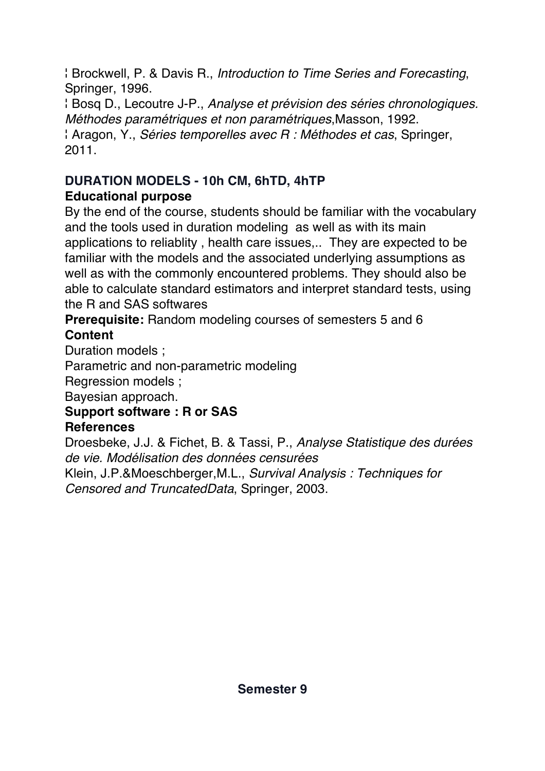¦ Brockwell, P. & Davis R., *Introduction to Time Series and Forecasting*, Springer, 1996.
¦ Bosq D., Lecoutre J-P., *Analyse et prévision des séries chronologiques. Méthodes paramétriques et non paramétriques*,Masson, 1992.
¦ Aragon, Y., *Séries temporelles avec R : Méthodes et cas*, Springer, 2011.

**DURATION MODELS - 10h CM, 6hTD, 4hTP**

**Educational purpose**

By the end of the course, students should be familiar with the vocabulary and the tools used in duration modeling  as well as with its main applications to reliablity , health care issues,..  They are expected to be familiar with the models and the associated underlying assumptions as well as with the commonly encountered problems. They should also be able to calculate standard estimators and interpret standard tests, using the R and SAS softwares

**Prerequisite:** Random modeling courses of semesters 5 and 6

**Content**

Duration models ;
Parametric and non-parametric modeling
Regression models ;
Bayesian approach.

**Support software : R or SAS**

**References**

Droesbeke, J.J. & Fichet, B. & Tassi, P., *Analyse Statistique des durées de vie. Modélisation des données censurées*
Klein, J.P.&Moeschberger,M.L., *Survival Analysis : Techniques for Censored and TruncatedData*, Springer, 2003.

**Semester 9**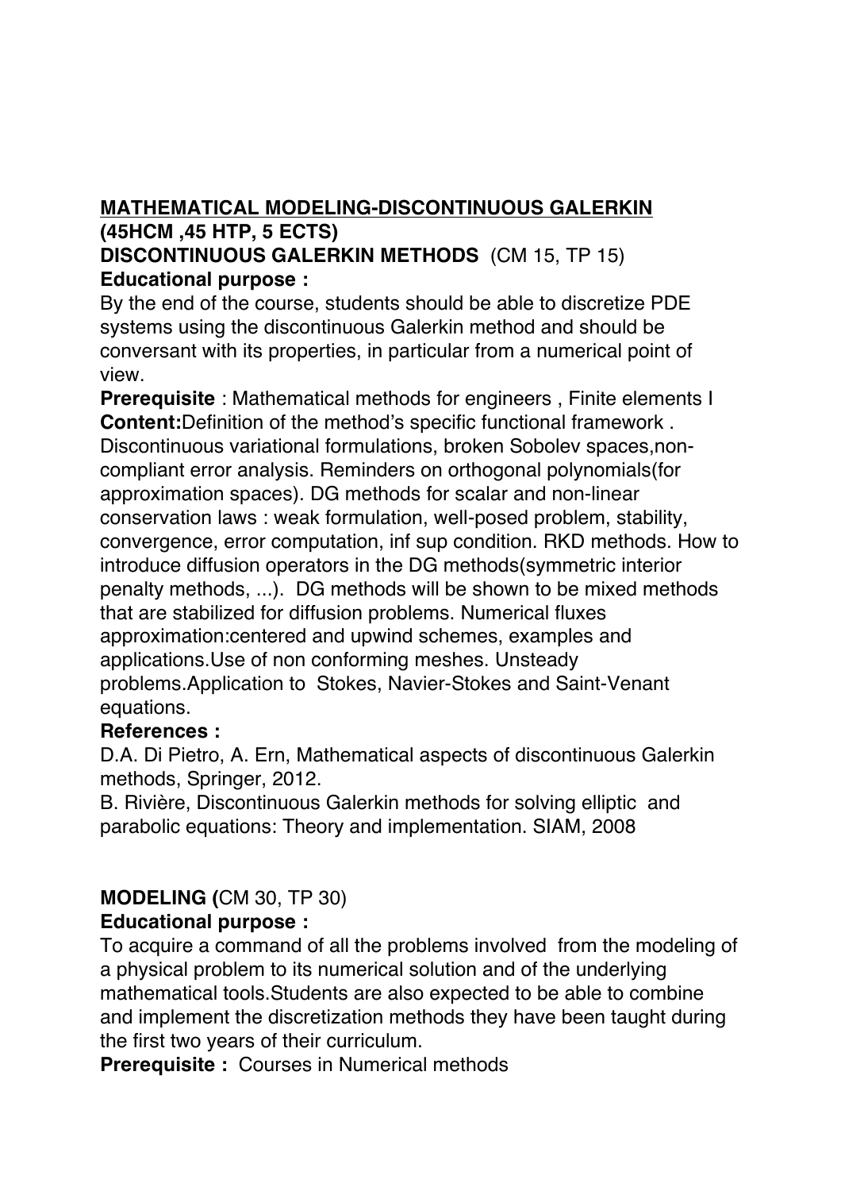**<u>MATHEMATICAL MODELING-DISCONTINUOUS GALERKIN</u>**
**(45HCM ,45 HTP, 5 ECTS)**

**DISCONTINUOUS GALERKIN METHODS** (CM 15, TP 15)

**Educational purpose :**

By the end of the course, students should be able to discretize PDE systems using the discontinuous Galerkin method and should be conversant with its properties, in particular from a numerical point of view.

**Prerequisite** : Mathematical methods for engineers , Finite elements I

**Content:**Definition of the method's specific functional framework . Discontinuous variational formulations, broken Sobolev spaces,non-compliant error analysis. Reminders on orthogonal polynomials(for approximation spaces). DG methods for scalar and non-linear conservation laws : weak formulation, well-posed problem, stability, convergence, error computation, inf sup condition. RKD methods. How to introduce diffusion operators in the DG methods(symmetric interior penalty methods, ...). DG methods will be shown to be mixed methods that are stabilized for diffusion problems. Numerical fluxes approximation:centered and upwind schemes, examples and applications.Use of non conforming meshes. Unsteady problems.Application to Stokes, Navier-Stokes and Saint-Venant equations.

**References :**

D.A. Di Pietro, A. Ern, Mathematical aspects of discontinuous Galerkin methods, Springer, 2012.

B. Rivière, Discontinuous Galerkin methods for solving elliptic and parabolic equations: Theory and implementation. SIAM, 2008

**MODELING (**CM 30, TP 30)

**Educational purpose :**

To acquire a command of all the problems involved from the modeling of a physical problem to its numerical solution and of the underlying mathematical tools.Students are also expected to be able to combine and implement the discretization methods they have been taught during the first two years of their curriculum.

**Prerequisite :** Courses in Numerical methods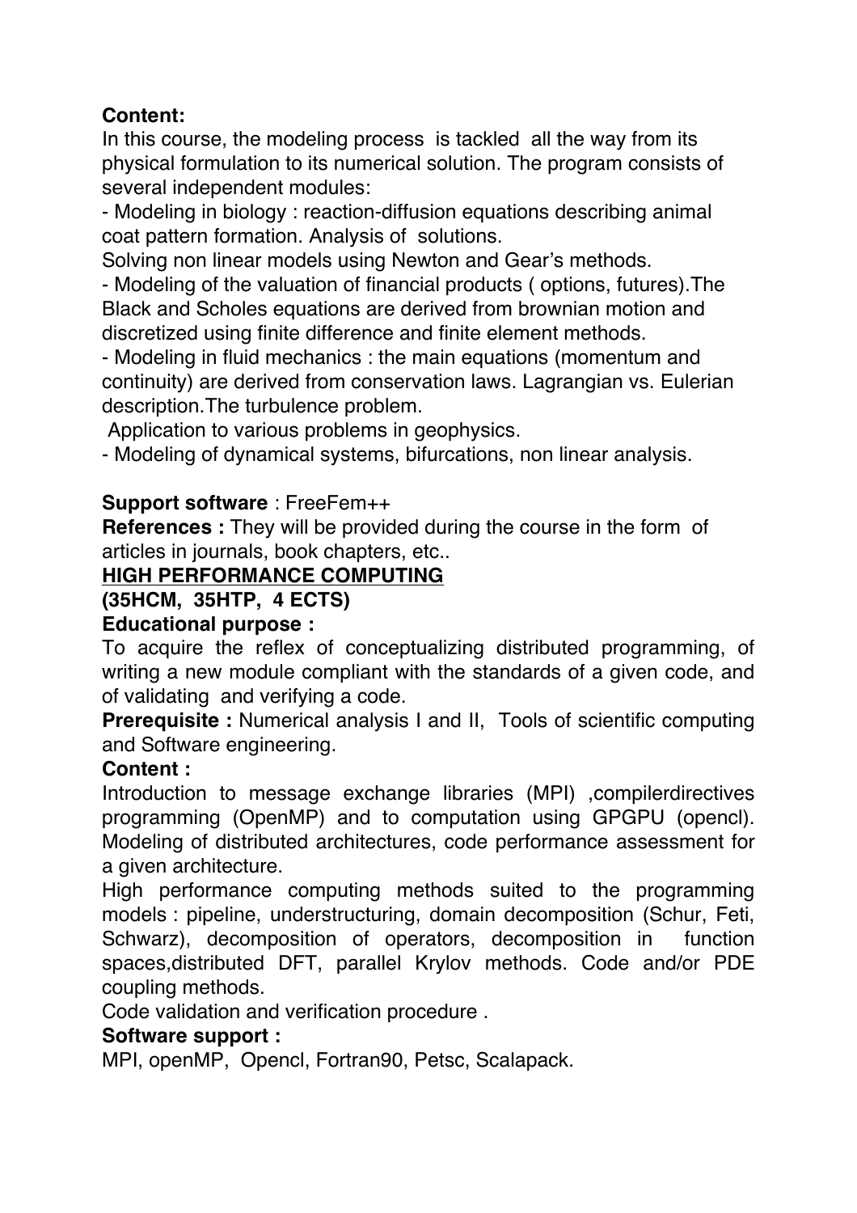**Content:**
In this course, the modeling process is tackled all the way from its physical formulation to its numerical solution. The program consists of several independent modules:

- Modeling in biology : reaction-diffusion equations describing animal coat pattern formation. Analysis of solutions.
Solving non linear models using Newton and Gear's methods.
- Modeling of the valuation of financial products ( options, futures).The Black and Scholes equations are derived from brownian motion and discretized using finite difference and finite element methods.
- Modeling in fluid mechanics : the main equations (momentum and continuity) are derived from conservation laws. Lagrangian vs. Eulerian description.The turbulence problem.
Application to various problems in geophysics.
- Modeling of dynamical systems, bifurcations, non linear analysis.

**Support software** : FreeFem++

**References :** They will be provided during the course in the form of articles in journals, book chapters, etc..

**<u>HIGH PERFORMANCE COMPUTING</u>**

**(35HCM, 35HTP, 4 ECTS)**

**Educational purpose :**
To acquire the reflex of conceptualizing distributed programming, of writing a new module compliant with the standards of a given code, and of validating and verifying a code.

**Prerequisite :** Numerical analysis I and II, Tools of scientific computing and Software engineering.

**Content :**
Introduction to message exchange libraries (MPI) ,compilerdirectives programming (OpenMP) and to computation using GPGPU (opencl). Modeling of distributed architectures, code performance assessment for a given architecture.
High performance computing methods suited to the programming models : pipeline, understructuring, domain decomposition (Schur, Feti, Schwarz), decomposition of operators, decomposition in function spaces,distributed DFT, parallel Krylov methods. Code and/or PDE coupling methods.
Code validation and verification procedure .

**Software support :**
MPI, openMP, Opencl, Fortran90, Petsc, Scalapack.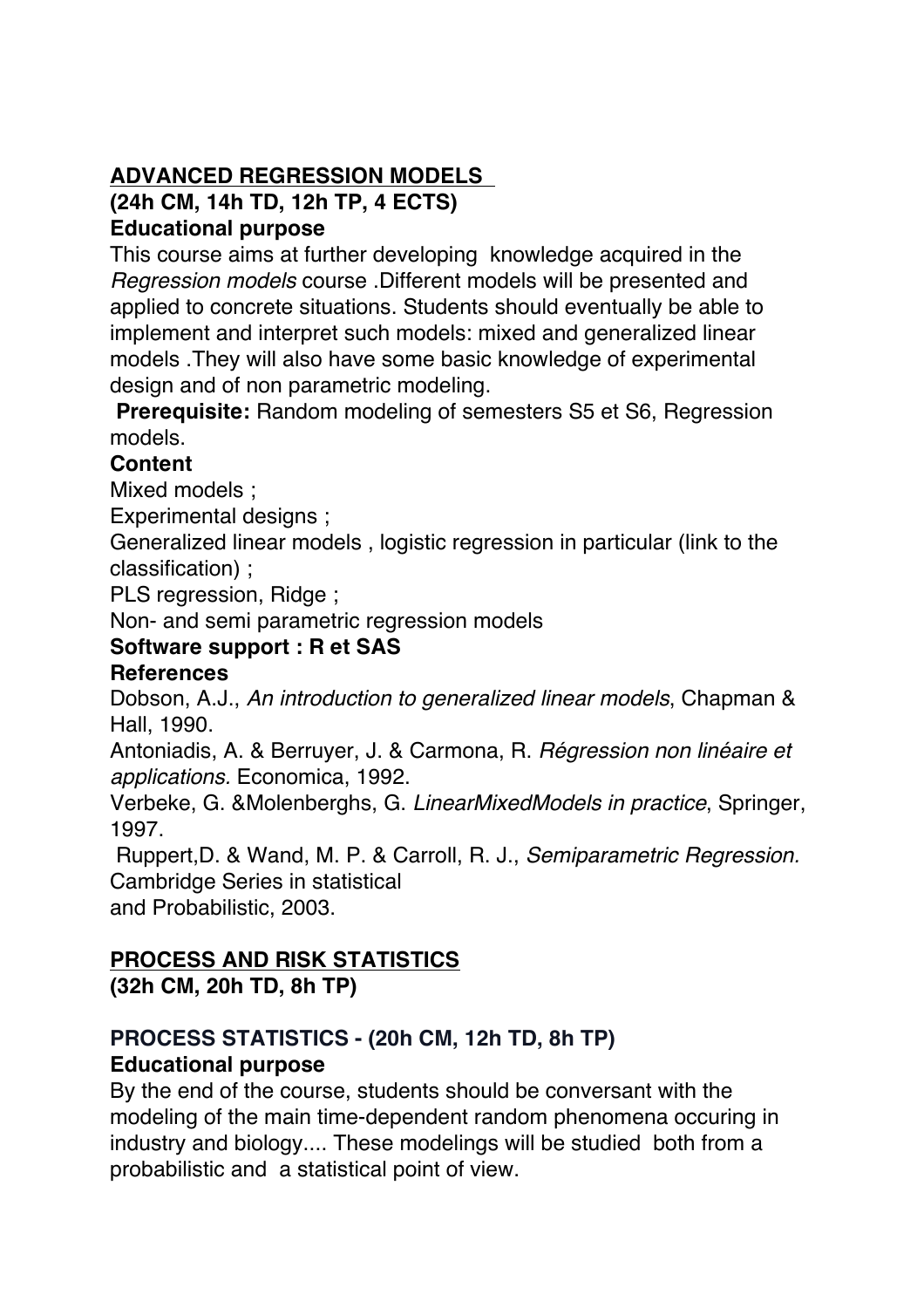## ADVANCED REGRESSION MODELS

**(24h CM, 14h TD, 12h TP, 4 ECTS)**

**Educational purpose**

This course aims at further developing knowledge acquired in the *Regression models* course .Different models will be presented and applied to concrete situations. Students should eventually be able to implement and interpret such models: mixed and generalized linear models .They will also have some basic knowledge of experimental design and of non parametric modeling.

**Prerequisite:** Random modeling of semesters S5 et S6, Regression models.

**Content**

Mixed models ;

Experimental designs ;

Generalized linear models , logistic regression in particular (link to the classification) ;

PLS regression, Ridge ;

Non- and semi parametric regression models

**Software support : R et SAS**

**References**

Dobson, A.J., *An introduction to generalized linear models*, Chapman & Hall, 1990.

Antoniadis, A. & Berruyer, J. & Carmona, R. *Régression non linéaire et applications.* Economica, 1992.

Verbeke, G. &Molenberghs, G. *LinearMixedModels in practice*, Springer, 1997.

Ruppert,D. & Wand, M. P. & Carroll, R. J., *Semiparametric Regression.* Cambridge Series in statistical
and Probabilistic, 2003.

## PROCESS AND RISK STATISTICS

**(32h CM, 20h TD, 8h TP)**

### PROCESS STATISTICS - (20h CM, 12h TD, 8h TP)

**Educational purpose**

By the end of the course, students should be conversant with the modeling of the main time-dependent random phenomena occuring in industry and biology.... These modelings will be studied both from a probabilistic and a statistical point of view.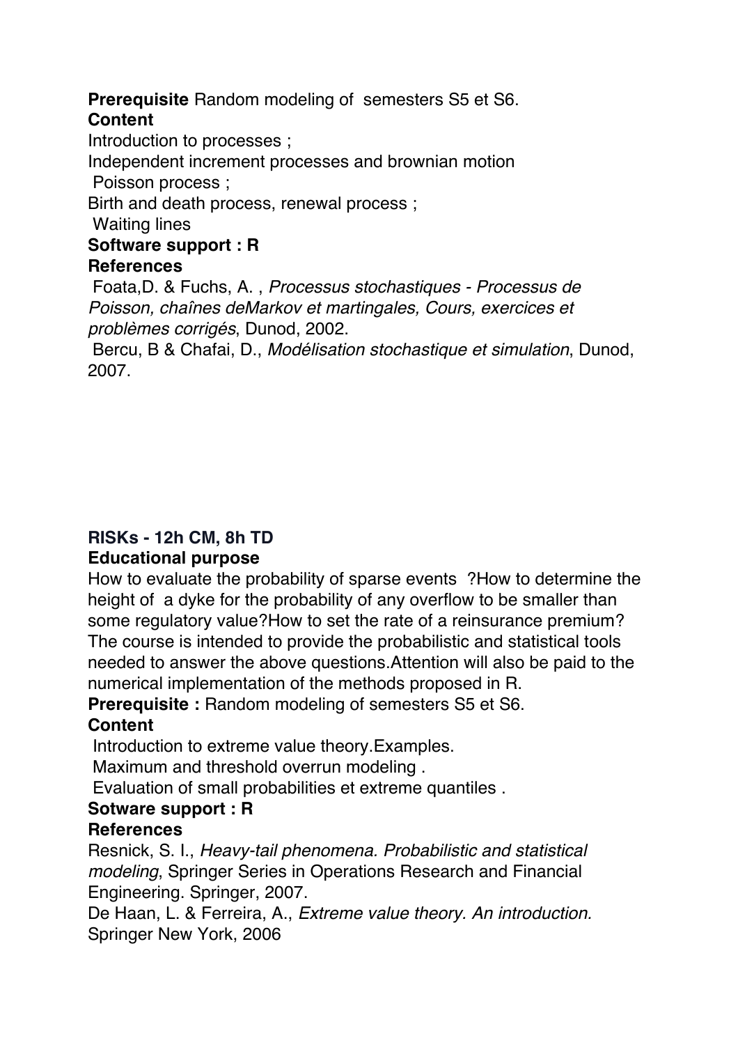**Prerequisite** Random modeling of semesters S5 et S6.

**Content**

Introduction to processes ;

Independent increment processes and brownian motion

Poisson process ;

Birth and death process, renewal process ;

Waiting lines

**Software support : R**

**References**

Foata,D. & Fuchs, A. , *Processus stochastiques - Processus de Poisson, chaînes deMarkov et martingales, Cours, exercices et problèmes corrigés*, Dunod, 2002.

Bercu, B & Chafai, D., *Modélisation stochastique et simulation*, Dunod, 2007.

**RISKs - 12h CM, 8h TD**

**Educational purpose**

How to evaluate the probability of sparse events ?How to determine the height of a dyke for the probability of any overflow to be smaller than some regulatory value?How to set the rate of a reinsurance premium? The course is intended to provide the probabilistic and statistical tools needed to answer the above questions.Attention will also be paid to the numerical implementation of the methods proposed in R.

**Prerequisite :** Random modeling of semesters S5 et S6.

**Content**

Introduction to extreme value theory.Examples.

Maximum and threshold overrun modeling .

Evaluation of small probabilities et extreme quantiles .

**Sotware support : R**

**References**

Resnick, S. I., *Heavy-tail phenomena. Probabilistic and statistical modeling*, Springer Series in Operations Research and Financial Engineering. Springer, 2007.

De Haan, L. & Ferreira, A., *Extreme value theory. An introduction.* Springer New York, 2006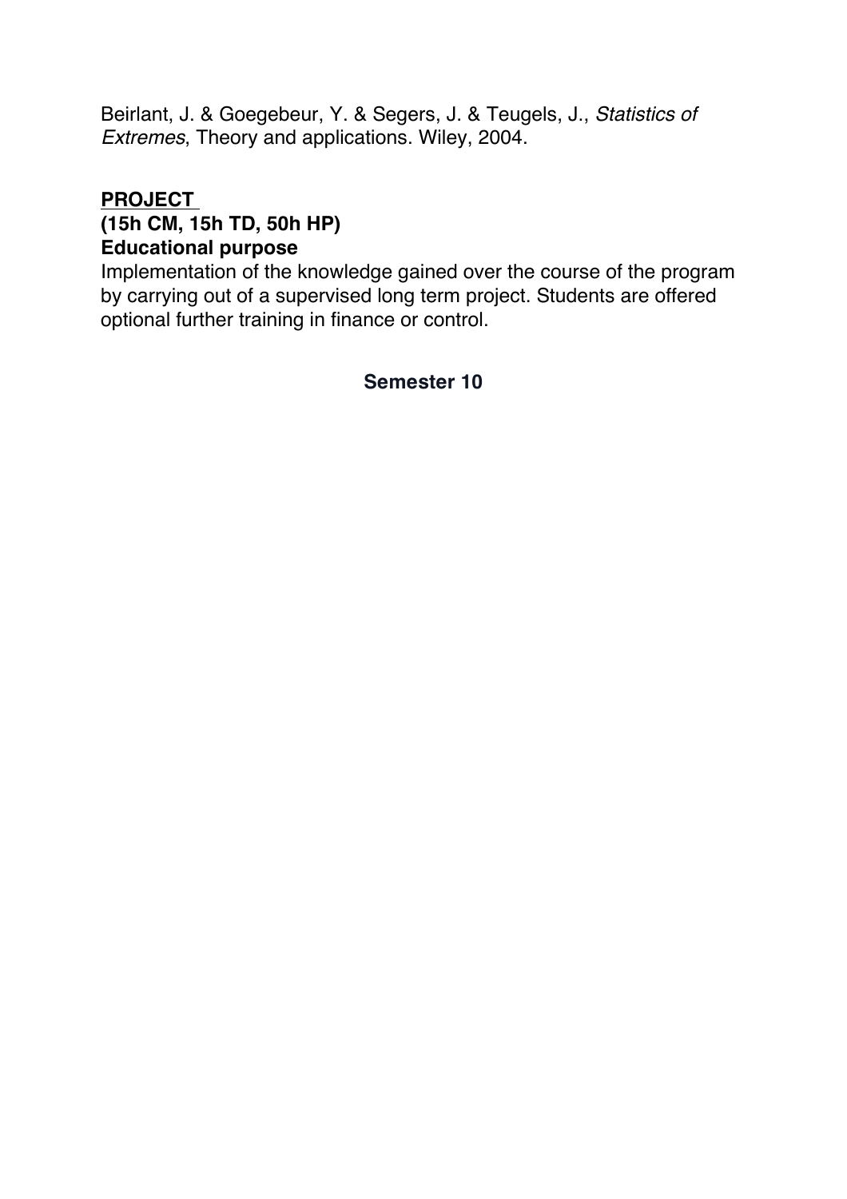Beirlant, J. & Goegebeur, Y. & Segers, J. & Teugels, J., *Statistics of Extremes*, Theory and applications. Wiley, 2004.

**PROJECT**
**(15h CM, 15h TD, 50h HP)**
**Educational purpose**

Implementation of the knowledge gained over the course of the program by carrying out of a supervised long term project. Students are offered optional further training in finance or control.

## Semester 10